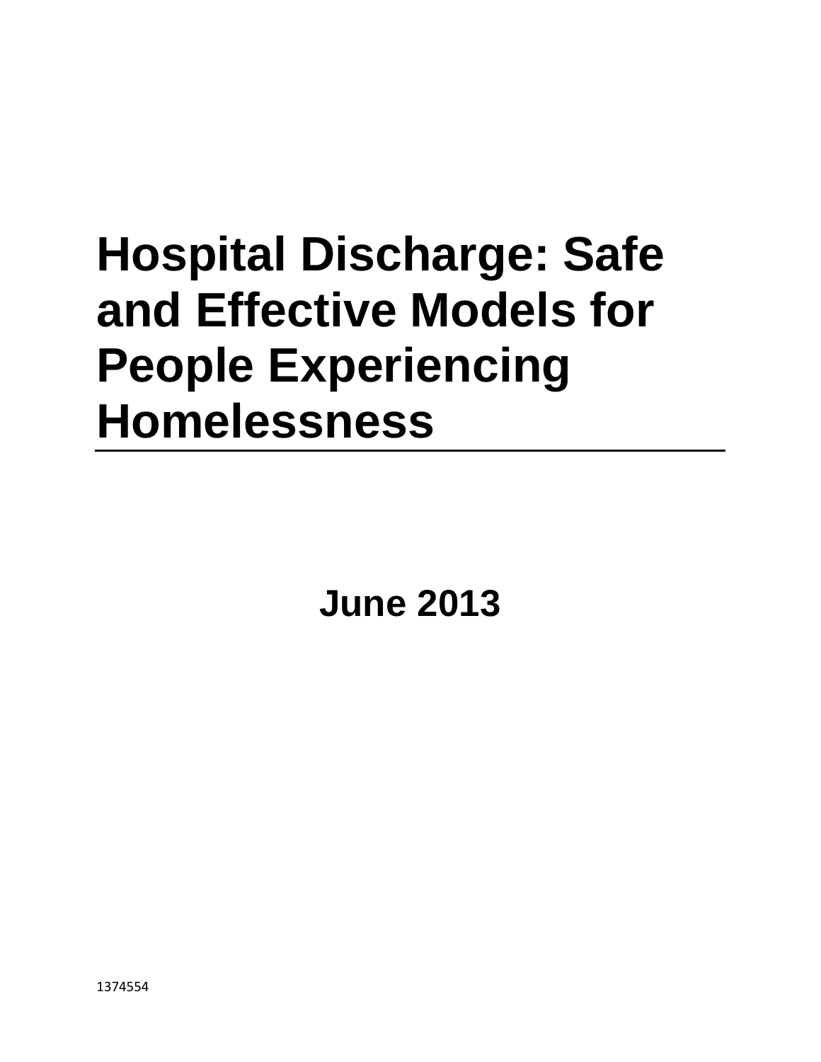# Hospital Discharge: Safe and Effective Models for People Experiencing Homelessness

**June 2013**

1374554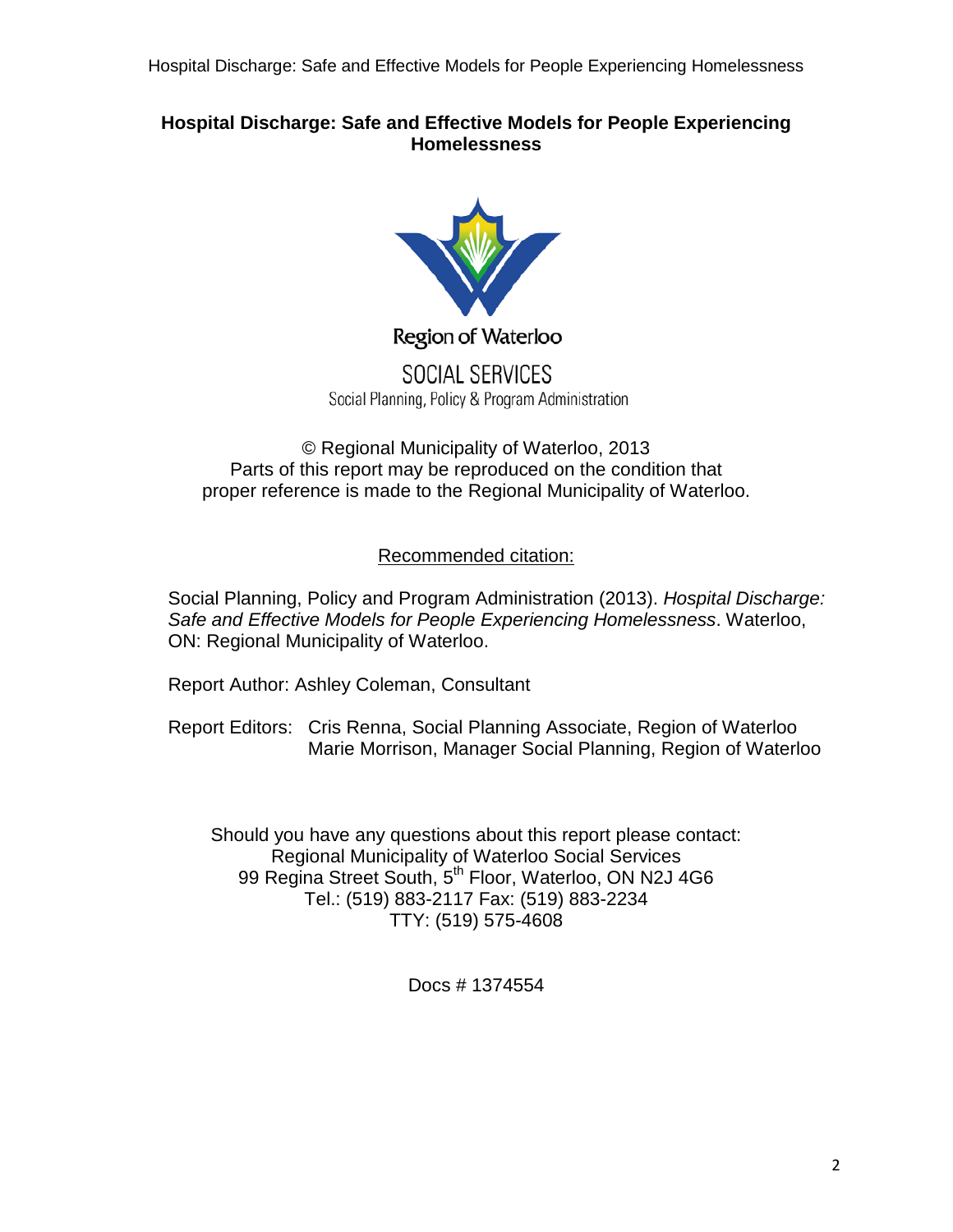**Hospital Discharge: Safe and Effective Models for People Experiencing Homelessness**

Region of Waterloo

SOCIAL SERVICES
Social Planning, Policy & Program Administration

© Regional Municipality of Waterloo, 2013
Parts of this report may be reproduced on the condition that proper reference is made to the Regional Municipality of Waterloo.

Recommended citation:

Social Planning, Policy and Program Administration (2013). *Hospital Discharge: Safe and Effective Models for People Experiencing Homelessness*. Waterloo, ON: Regional Municipality of Waterloo.

Report Author: Ashley Coleman, Consultant

Report Editors: Cris Renna, Social Planning Associate, Region of Waterloo
Marie Morrison, Manager Social Planning, Region of Waterloo

Should you have any questions about this report please contact:
Regional Municipality of Waterloo Social Services
99 Regina Street South, 5th Floor, Waterloo, ON N2J 4G6
Tel.: (519) 883-2117 Fax: (519) 883-2234
TTY: (519) 575-4608

Docs # 1374554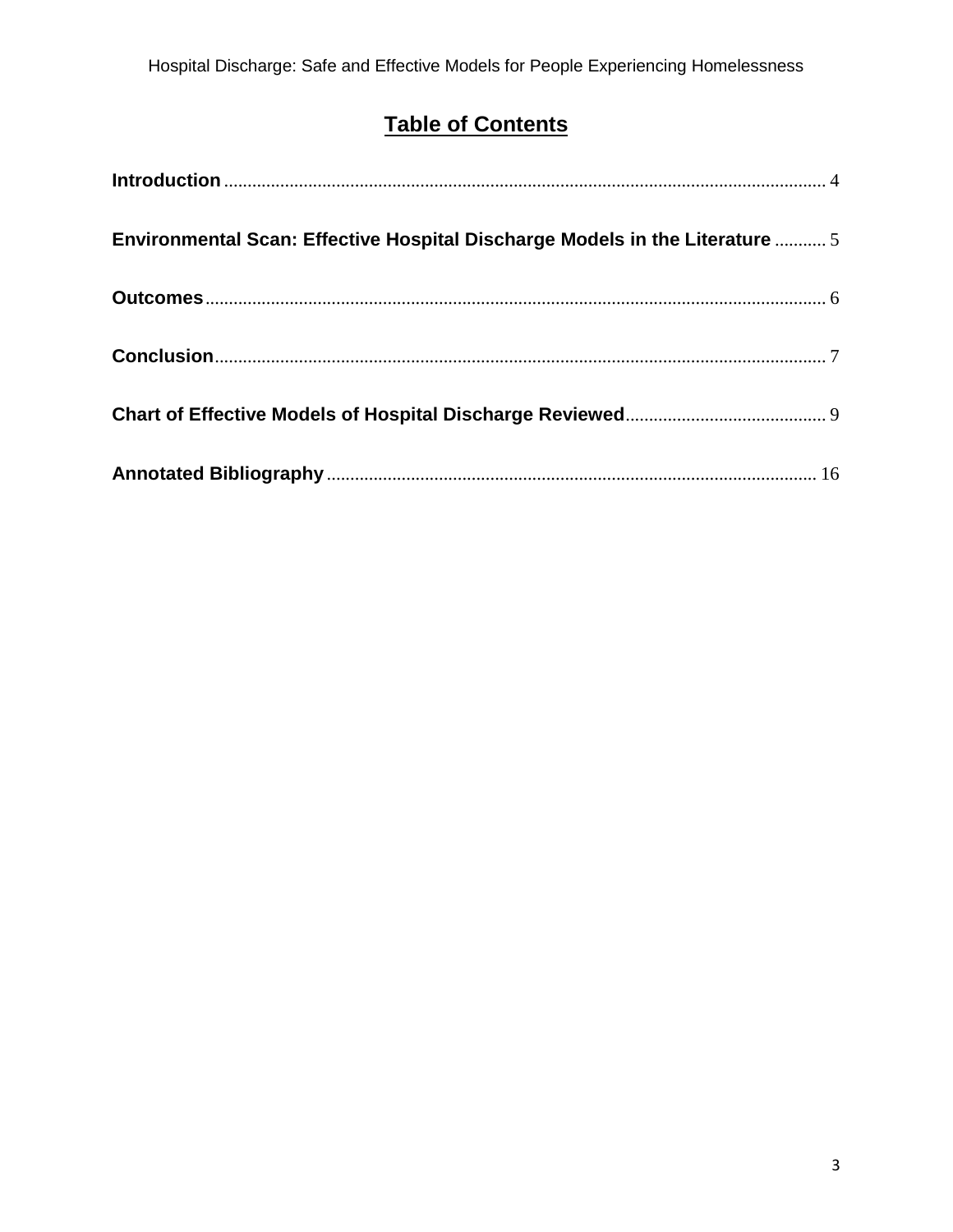# Table of Contents

**Introduction** ................................................................ 4

**Environmental Scan: Effective Hospital Discharge Models in the Literature** ........... 5

**Outcomes** ................................................................ 6

**Conclusion** ................................................................ 7

**Chart of Effective Models of Hospital Discharge Reviewed** ........................................ 9

**Annotated Bibliography** ................................................................ 16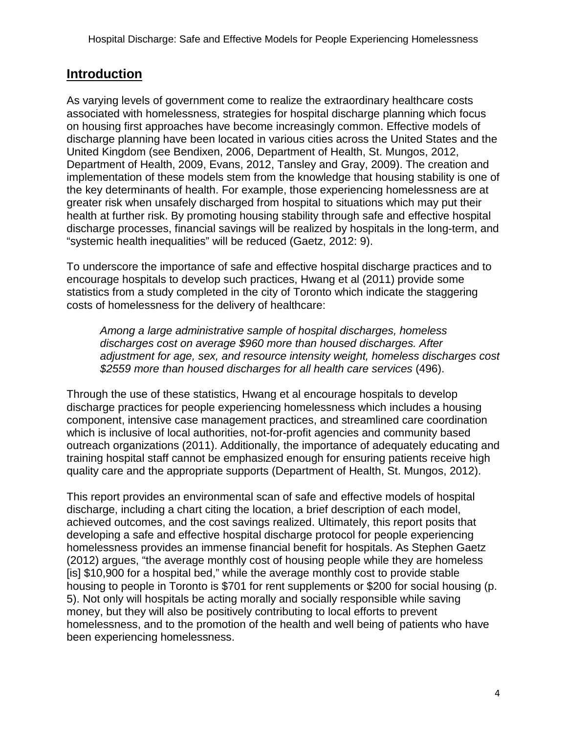## Introduction

As varying levels of government come to realize the extraordinary healthcare costs associated with homelessness, strategies for hospital discharge planning which focus on housing first approaches have become increasingly common. Effective models of discharge planning have been located in various cities across the United States and the United Kingdom (see Bendixen, 2006, Department of Health, St. Mungos, 2012, Department of Health, 2009, Evans, 2012, Tansley and Gray, 2009). The creation and implementation of these models stem from the knowledge that housing stability is one of the key determinants of health. For example, those experiencing homelessness are at greater risk when unsafely discharged from hospital to situations which may put their health at further risk. By promoting housing stability through safe and effective hospital discharge processes, financial savings will be realized by hospitals in the long-term, and "systemic health inequalities" will be reduced (Gaetz, 2012: 9).

To underscore the importance of safe and effective hospital discharge practices and to encourage hospitals to develop such practices, Hwang et al (2011) provide some statistics from a study completed in the city of Toronto which indicate the staggering costs of homelessness for the delivery of healthcare:

> *Among a large administrative sample of hospital discharges, homeless discharges cost on average $960 more than housed discharges. After adjustment for age, sex, and resource intensity weight, homeless discharges cost $2559 more than housed discharges for all health care services* (496).

Through the use of these statistics, Hwang et al encourage hospitals to develop discharge practices for people experiencing homelessness which includes a housing component, intensive case management practices, and streamlined care coordination which is inclusive of local authorities, not-for-profit agencies and community based outreach organizations (2011). Additionally, the importance of adequately educating and training hospital staff cannot be emphasized enough for ensuring patients receive high quality care and the appropriate supports (Department of Health, St. Mungos, 2012).

This report provides an environmental scan of safe and effective models of hospital discharge, including a chart citing the location, a brief description of each model, achieved outcomes, and the cost savings realized. Ultimately, this report posits that developing a safe and effective hospital discharge protocol for people experiencing homelessness provides an immense financial benefit for hospitals. As Stephen Gaetz (2012) argues, "the average monthly cost of housing people while they are homeless [is] $10,900 for a hospital bed," while the average monthly cost to provide stable housing to people in Toronto is $701 for rent supplements or $200 for social housing (p. 5). Not only will hospitals be acting morally and socially responsible while saving money, but they will also be positively contributing to local efforts to prevent homelessness, and to the promotion of the health and well being of patients who have been experiencing homelessness.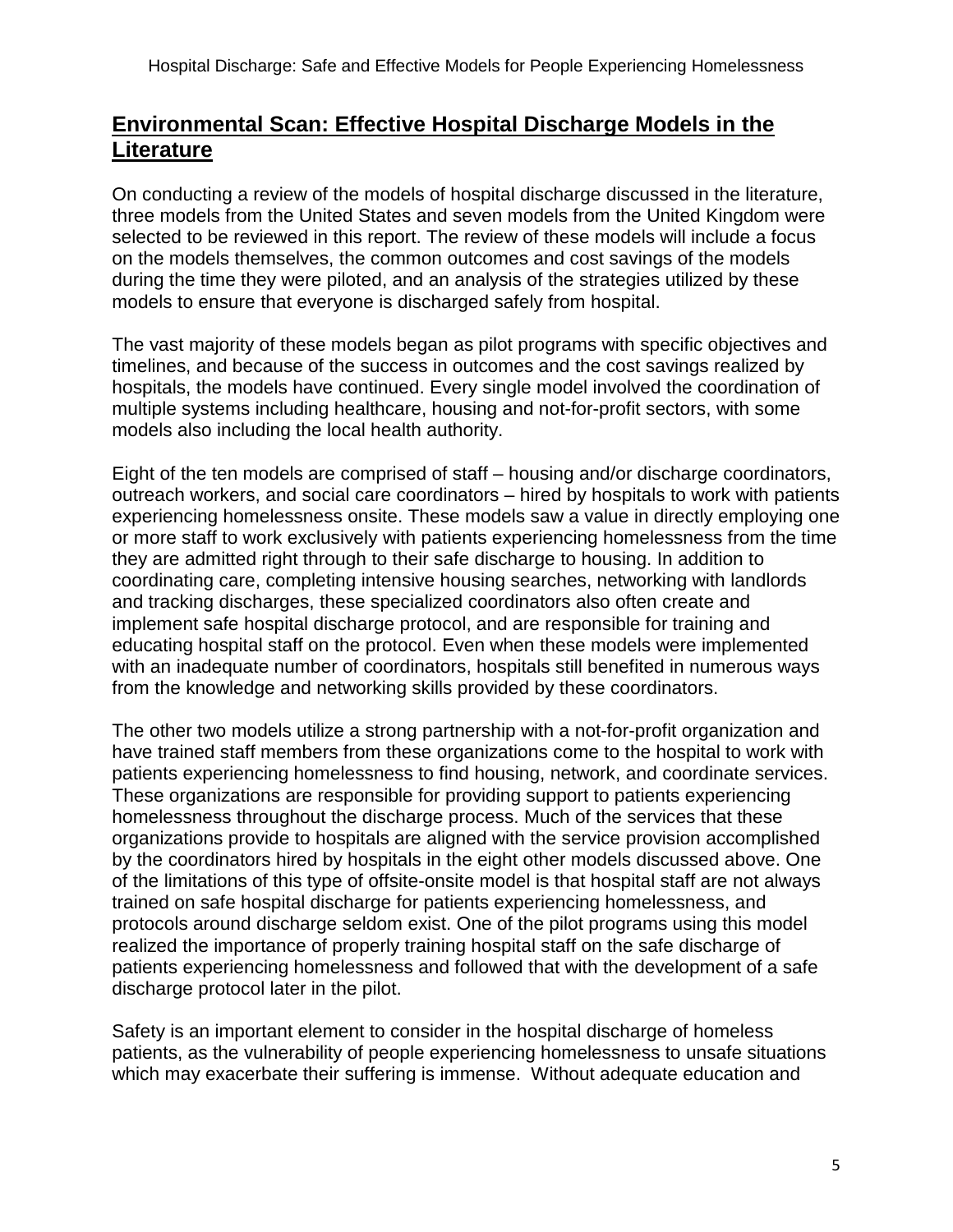## **Environmental Scan: Effective Hospital Discharge Models in the Literature**

On conducting a review of the models of hospital discharge discussed in the literature, three models from the United States and seven models from the United Kingdom were selected to be reviewed in this report. The review of these models will include a focus on the models themselves, the common outcomes and cost savings of the models during the time they were piloted, and an analysis of the strategies utilized by these models to ensure that everyone is discharged safely from hospital.

The vast majority of these models began as pilot programs with specific objectives and timelines, and because of the success in outcomes and the cost savings realized by hospitals, the models have continued. Every single model involved the coordination of multiple systems including healthcare, housing and not-for-profit sectors, with some models also including the local health authority.

Eight of the ten models are comprised of staff – housing and/or discharge coordinators, outreach workers, and social care coordinators – hired by hospitals to work with patients experiencing homelessness onsite. These models saw a value in directly employing one or more staff to work exclusively with patients experiencing homelessness from the time they are admitted right through to their safe discharge to housing. In addition to coordinating care, completing intensive housing searches, networking with landlords and tracking discharges, these specialized coordinators also often create and implement safe hospital discharge protocol, and are responsible for training and educating hospital staff on the protocol. Even when these models were implemented with an inadequate number of coordinators, hospitals still benefited in numerous ways from the knowledge and networking skills provided by these coordinators.

The other two models utilize a strong partnership with a not-for-profit organization and have trained staff members from these organizations come to the hospital to work with patients experiencing homelessness to find housing, network, and coordinate services. These organizations are responsible for providing support to patients experiencing homelessness throughout the discharge process. Much of the services that these organizations provide to hospitals are aligned with the service provision accomplished by the coordinators hired by hospitals in the eight other models discussed above. One of the limitations of this type of offsite-onsite model is that hospital staff are not always trained on safe hospital discharge for patients experiencing homelessness, and protocols around discharge seldom exist. One of the pilot programs using this model realized the importance of properly training hospital staff on the safe discharge of patients experiencing homelessness and followed that with the development of a safe discharge protocol later in the pilot.

Safety is an important element to consider in the hospital discharge of homeless patients, as the vulnerability of people experiencing homelessness to unsafe situations which may exacerbate their suffering is immense. Without adequate education and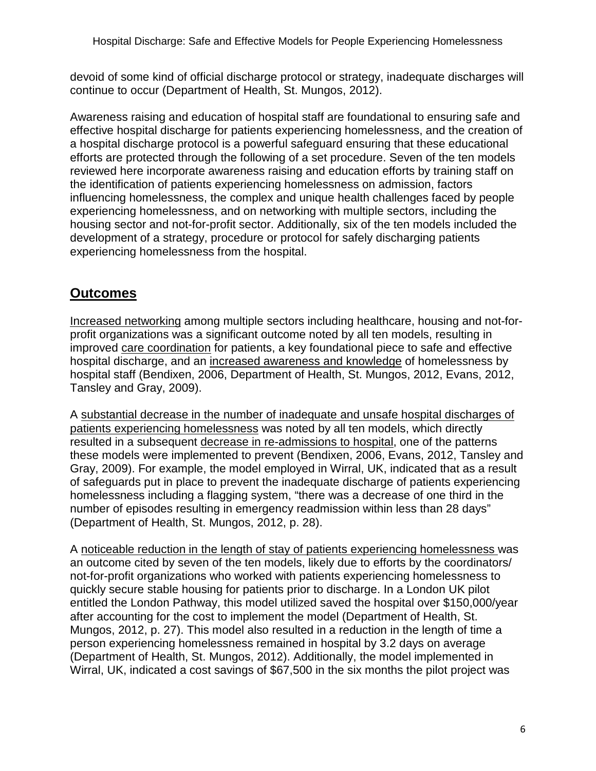devoid of some kind of official discharge protocol or strategy, inadequate discharges will continue to occur (Department of Health, St. Mungos, 2012).

Awareness raising and education of hospital staff are foundational to ensuring safe and effective hospital discharge for patients experiencing homelessness, and the creation of a hospital discharge protocol is a powerful safeguard ensuring that these educational efforts are protected through the following of a set procedure. Seven of the ten models reviewed here incorporate awareness raising and education efforts by training staff on the identification of patients experiencing homelessness on admission, factors influencing homelessness, the complex and unique health challenges faced by people experiencing homelessness, and on networking with multiple sectors, including the housing sector and not-for-profit sector. Additionally, six of the ten models included the development of a strategy, procedure or protocol for safely discharging patients experiencing homelessness from the hospital.

## Outcomes

Increased networking among multiple sectors including healthcare, housing and not-for-profit organizations was a significant outcome noted by all ten models, resulting in improved care coordination for patients, a key foundational piece to safe and effective hospital discharge, and an increased awareness and knowledge of homelessness by hospital staff (Bendixen, 2006, Department of Health, St. Mungos, 2012, Evans, 2012, Tansley and Gray, 2009).

A substantial decrease in the number of inadequate and unsafe hospital discharges of patients experiencing homelessness was noted by all ten models, which directly resulted in a subsequent decrease in re-admissions to hospital, one of the patterns these models were implemented to prevent (Bendixen, 2006, Evans, 2012, Tansley and Gray, 2009). For example, the model employed in Wirral, UK, indicated that as a result of safeguards put in place to prevent the inadequate discharge of patients experiencing homelessness including a flagging system, "there was a decrease of one third in the number of episodes resulting in emergency readmission within less than 28 days" (Department of Health, St. Mungos, 2012, p. 28).

A noticeable reduction in the length of stay of patients experiencing homelessness was an outcome cited by seven of the ten models, likely due to efforts by the coordinators/ not-for-profit organizations who worked with patients experiencing homelessness to quickly secure stable housing for patients prior to discharge. In a London UK pilot entitled the London Pathway, this model utilized saved the hospital over $150,000/year after accounting for the cost to implement the model (Department of Health, St. Mungos, 2012, p. 27). This model also resulted in a reduction in the length of time a person experiencing homelessness remained in hospital by 3.2 days on average (Department of Health, St. Mungos, 2012). Additionally, the model implemented in Wirral, UK, indicated a cost savings of $67,500 in the six months the pilot project was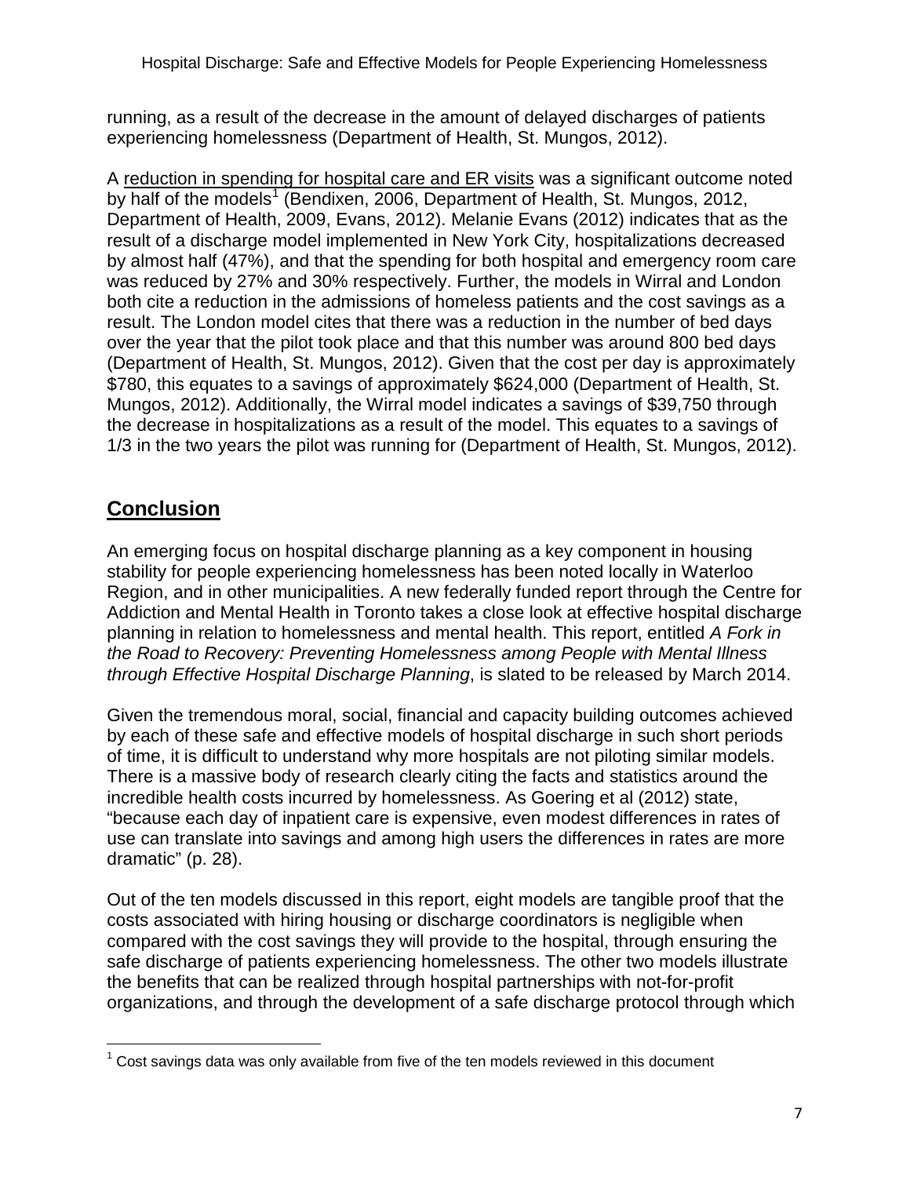running, as a result of the decrease in the amount of delayed discharges of patients experiencing homelessness (Department of Health, St. Mungos, 2012).

A reduction in spending for hospital care and ER visits was a significant outcome noted by half of the models[1] (Bendixen, 2006, Department of Health, St. Mungos, 2012, Department of Health, 2009, Evans, 2012). Melanie Evans (2012) indicates that as the result of a discharge model implemented in New York City, hospitalizations decreased by almost half (47%), and that the spending for both hospital and emergency room care was reduced by 27% and 30% respectively. Further, the models in Wirral and London both cite a reduction in the admissions of homeless patients and the cost savings as a result. The London model cites that there was a reduction in the number of bed days over the year that the pilot took place and that this number was around 800 bed days (Department of Health, St. Mungos, 2012). Given that the cost per day is approximately $780, this equates to a savings of approximately $624,000 (Department of Health, St. Mungos, 2012). Additionally, the Wirral model indicates a savings of $39,750 through the decrease in hospitalizations as a result of the model. This equates to a savings of 1/3 in the two years the pilot was running for (Department of Health, St. Mungos, 2012).

## Conclusion

An emerging focus on hospital discharge planning as a key component in housing stability for people experiencing homelessness has been noted locally in Waterloo Region, and in other municipalities. A new federally funded report through the Centre for Addiction and Mental Health in Toronto takes a close look at effective hospital discharge planning in relation to homelessness and mental health. This report, entitled *A Fork in the Road to Recovery: Preventing Homelessness among People with Mental Illness through Effective Hospital Discharge Planning*, is slated to be released by March 2014.

Given the tremendous moral, social, financial and capacity building outcomes achieved by each of these safe and effective models of hospital discharge in such short periods of time, it is difficult to understand why more hospitals are not piloting similar models. There is a massive body of research clearly citing the facts and statistics around the incredible health costs incurred by homelessness. As Goering et al (2012) state, "because each day of inpatient care is expensive, even modest differences in rates of use can translate into savings and among high users the differences in rates are more dramatic" (p. 28).

Out of the ten models discussed in this report, eight models are tangible proof that the costs associated with hiring housing or discharge coordinators is negligible when compared with the cost savings they will provide to the hospital, through ensuring the safe discharge of patients experiencing homelessness. The other two models illustrate the benefits that can be realized through hospital partnerships with not-for-profit organizations, and through the development of a safe discharge protocol through which

[1] Cost savings data was only available from five of the ten models reviewed in this document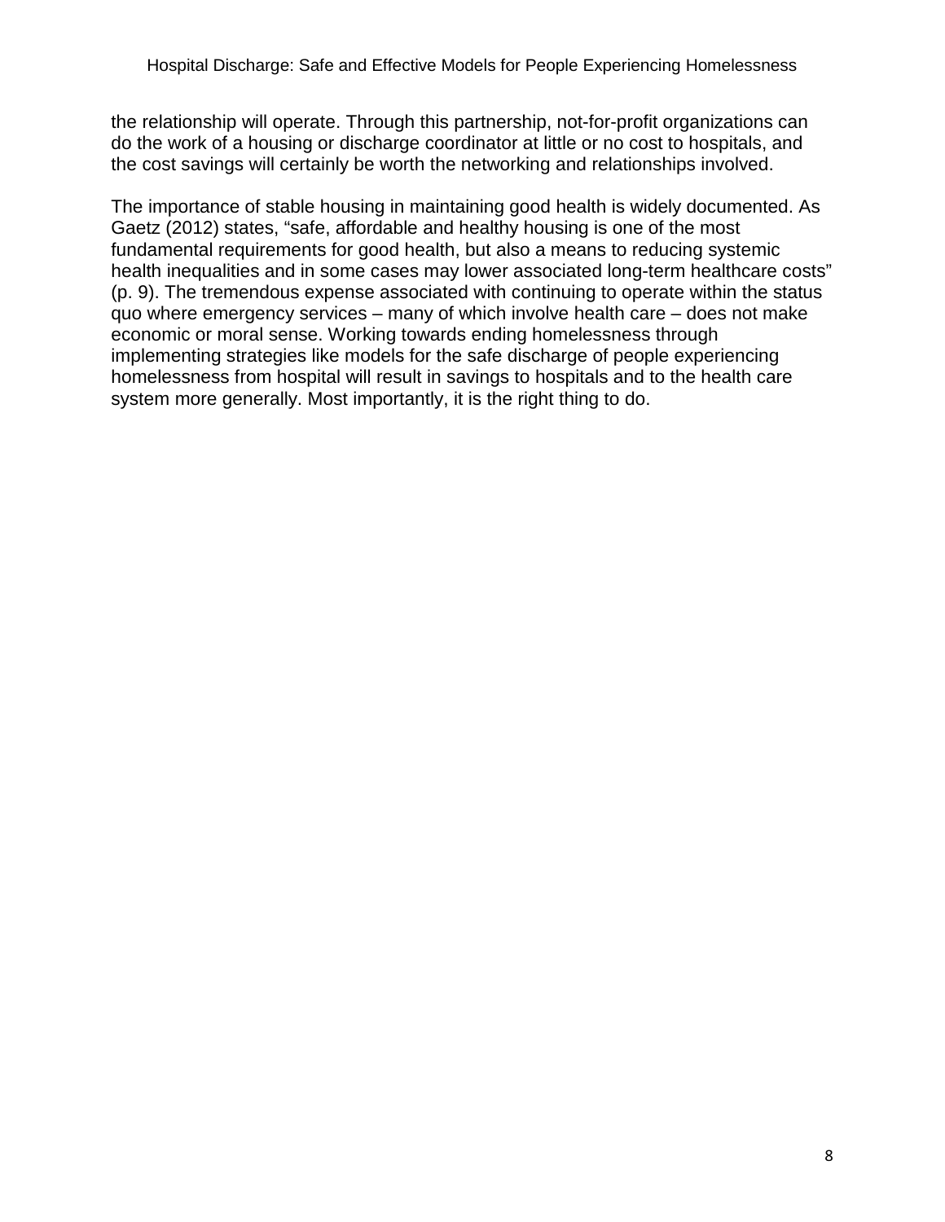the relationship will operate. Through this partnership, not-for-profit organizations can do the work of a housing or discharge coordinator at little or no cost to hospitals, and the cost savings will certainly be worth the networking and relationships involved.

The importance of stable housing in maintaining good health is widely documented. As Gaetz (2012) states, "safe, affordable and healthy housing is one of the most fundamental requirements for good health, but also a means to reducing systemic health inequalities and in some cases may lower associated long-term healthcare costs" (p. 9). The tremendous expense associated with continuing to operate within the status quo where emergency services – many of which involve health care – does not make economic or moral sense. Working towards ending homelessness through implementing strategies like models for the safe discharge of people experiencing homelessness from hospital will result in savings to hospitals and to the health care system more generally. Most importantly, it is the right thing to do.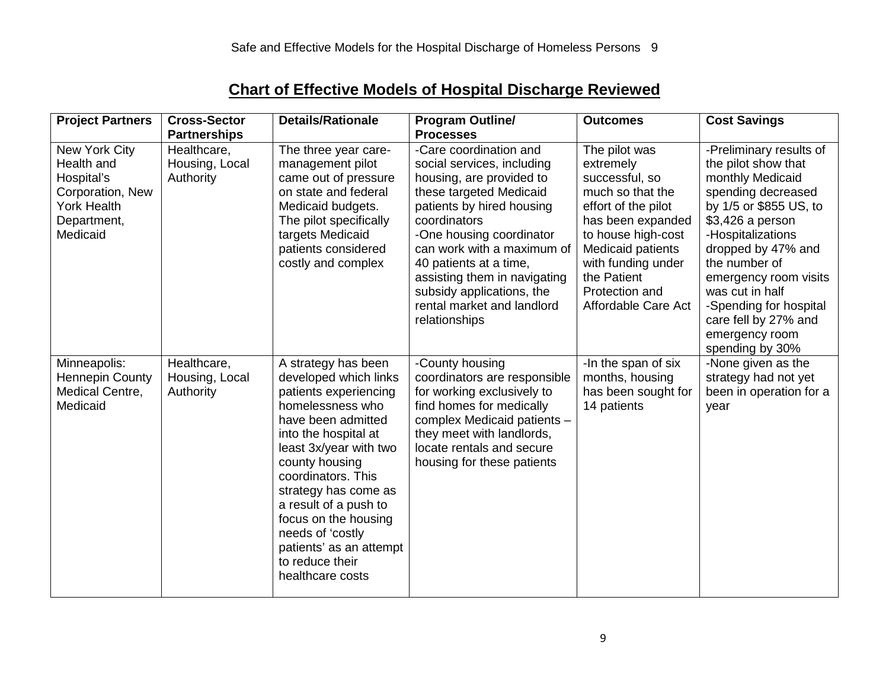## Chart of Effective Models of Hospital Discharge Reviewed

| Project Partners | Cross-Sector Partnerships | Details/Rationale | Program Outline/ Processes | Outcomes | Cost Savings |
|---|---|---|---|---|---|
| New York City Health and Hospital's Corporation, New York Health Department, Medicaid | Healthcare, Housing, Local Authority | The three year care-management pilot came out of pressure on state and federal Medicaid budgets. The pilot specifically targets Medicaid patients considered costly and complex | -Care coordination and social services, including housing, are provided to these targeted Medicaid patients by hired housing coordinators<br>-One housing coordinator can work with a maximum of 40 patients at a time, assisting them in navigating subsidy applications, the rental market and landlord relationships | The pilot was extremely successful, so much so that the effort of the pilot has been expanded to house high-cost Medicaid patients with funding under the Patient Protection and Affordable Care Act | -Preliminary results of the pilot show that monthly Medicaid spending decreased by 1/5 or $855 US, to $3,426 a person<br>-Hospitalizations dropped by 47% and the number of emergency room visits was cut in half<br>-Spending for hospital care fell by 27% and emergency room spending by 30% |
| Minneapolis: Hennepin County Medical Centre, Medicaid | Healthcare, Housing, Local Authority | A strategy has been developed which links patients experiencing homelessness who have been admitted into the hospital at least 3x/year with two county housing coordinators. This strategy has come as a result of a push to focus on the housing needs of 'costly patients' as an attempt to reduce their healthcare costs | -County housing coordinators are responsible for working exclusively to find homes for medically complex Medicaid patients – they meet with landlords, locate rentals and secure housing for these patients | -In the span of six months, housing has been sought for 14 patients | -None given as the strategy had not yet been in operation for a year |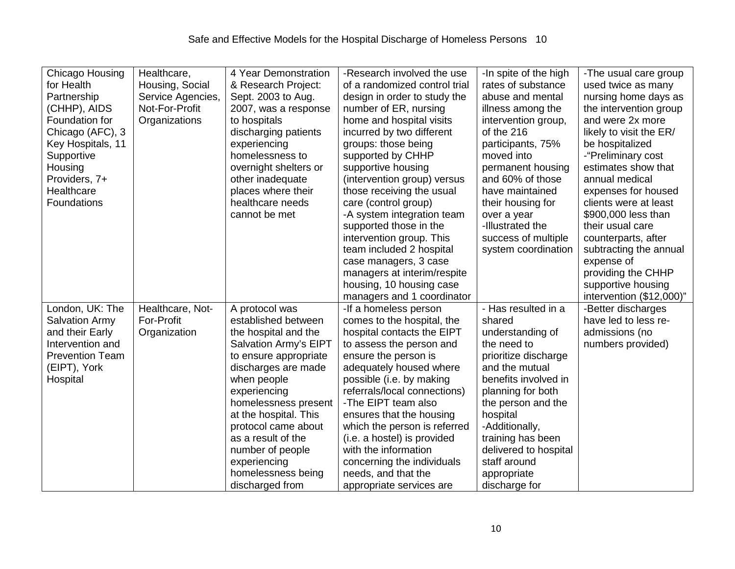| | | | | | |
|---|---|---|---|---|---|
| Chicago Housing for Health Partnership (CHHP), AIDS Foundation for Chicago (AFC), 3 Key Hospitals, 11 Supportive Housing Providers, 7+ Healthcare Foundations | Healthcare, Housing, Social Service Agencies, Not-For-Profit Organizations | 4 Year Demonstration & Research Project: Sept. 2003 to Aug. 2007, was a response to hospitals discharging patients experiencing homelessness to overnight shelters or other inadequate places where their healthcare needs cannot be met | -Research involved the use of a randomized control trial design in order to study the number of ER, nursing home and hospital visits incurred by two different groups: those being supported by CHHP supportive housing (intervention group) versus those receiving the usual care (control group)<br>-A system integration team supported those in the intervention group. This team included 2 hospital case managers, 3 case managers at interim/respite housing, 10 housing case managers and 1 coordinator | -In spite of the high rates of substance abuse and mental illness among the intervention group, of the 216 participants, 75% moved into permanent housing and 60% of those have maintained their housing for over a year<br>-Illustrated the success of multiple system coordination | -The usual care group used twice as many nursing home days as the intervention group and were 2x more likely to visit the ER/ be hospitalized<br>-"Preliminary cost estimates show that annual medical expenses for housed clients were at least $900,000 less than their usual care counterparts, after subtracting the annual expense of providing the CHHP supportive housing intervention ($12,000)" |
| London, UK: The Salvation Army and their Early Intervention and Prevention Team (EIPT), York Hospital | Healthcare, Not-For-Profit Organization | A protocol was established between the hospital and the Salvation Army's EIPT to ensure appropriate discharges are made when people experiencing homelessness present at the hospital. This protocol came about as a result of the number of people experiencing homelessness being discharged from | -If a homeless person comes to the hospital, the hospital contacts the EIPT to assess the person and ensure the person is adequately housed where possible (i.e. by making referrals/local connections)<br>-The EIPT team also ensures that the housing which the person is referred (i.e. a hostel) is provided with the information concerning the individuals needs, and that the appropriate services are | - Has resulted in a shared understanding of the need to prioritize discharge and the mutual benefits involved in planning for both the person and the hospital<br>-Additionally, training has been delivered to hospital staff around appropriate discharge for | -Better discharges have led to less re-admissions (no numbers provided) |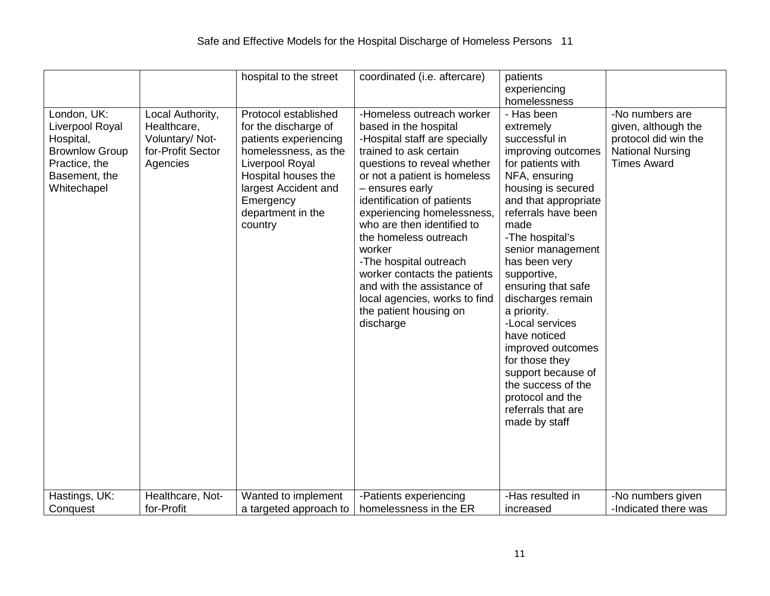|  |  | hospital to the street | coordinated (i.e. aftercare) | patients experiencing homelessness |  |
|---|---|---|---|---|---|
| London, UK: Liverpool Royal Hospital, Brownlow Group Practice, the Basement, the Whitechapel | Local Authority, Healthcare, Voluntary/ Not-for-Profit Sector Agencies | Protocol established for the discharge of patients experiencing homelessness, as the Liverpool Royal Hospital houses the largest Accident and Emergency department in the country | -Homeless outreach worker based in the hospital<br>-Hospital staff are specially trained to ask certain questions to reveal whether or not a patient is homeless – ensures early identification of patients experiencing homelessness, who are then identified to the homeless outreach worker<br>-The hospital outreach worker contacts the patients and with the assistance of local agencies, works to find the patient housing on discharge | - Has been extremely successful in improving outcomes for patients with NFA, ensuring housing is secured and that appropriate referrals have been made<br>-The hospital's senior management has been very supportive, ensuring that safe discharges remain a priority.<br>-Local services have noticed improved outcomes for those they support because of the success of the protocol and the referrals that are made by staff | -No numbers are given, although the protocol did win the National Nursing Times Award |
| Hastings, UK: Conquest | Healthcare, Not-for-Profit | Wanted to implement a targeted approach to | -Patients experiencing homelessness in the ER | -Has resulted in increased | -No numbers given<br>-Indicated there was |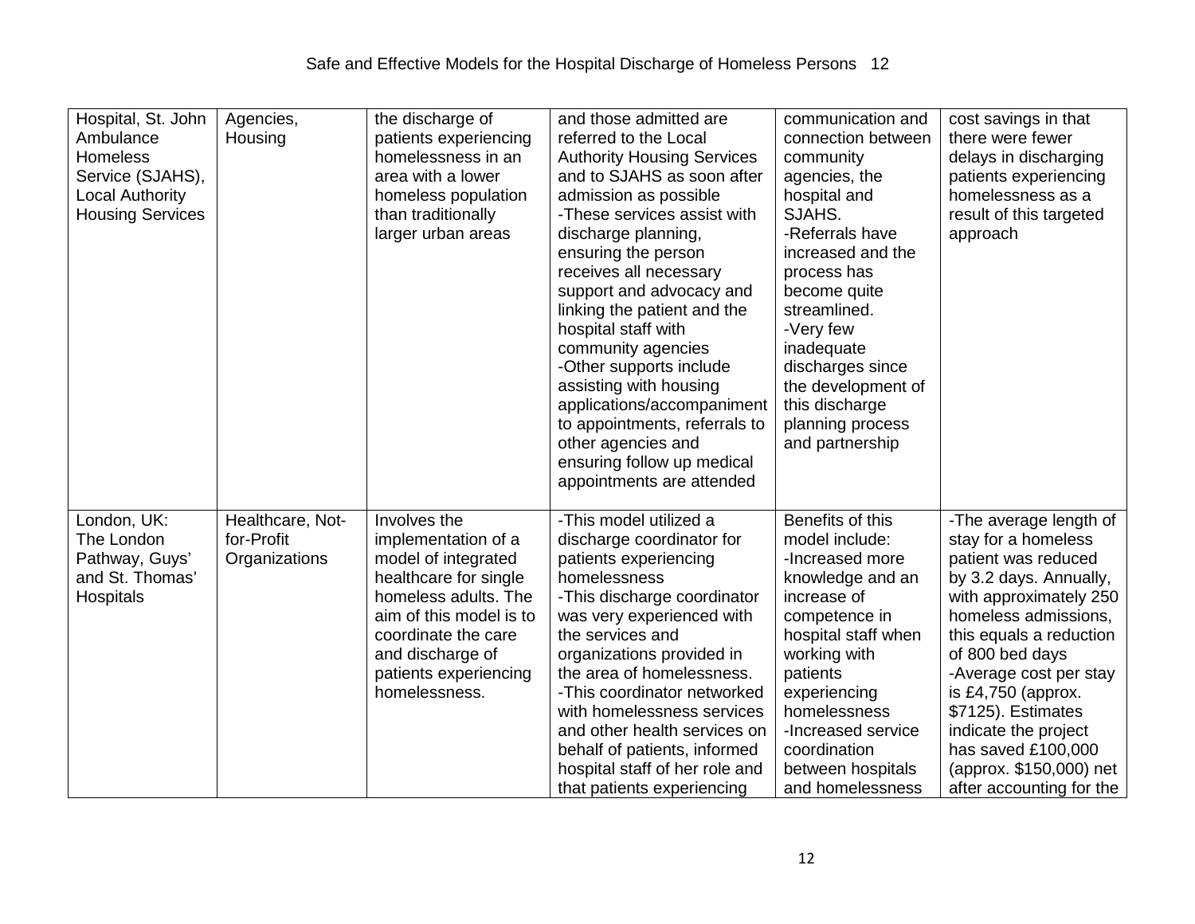| | | | | | |
|---|---|---|---|---|---|
| Hospital, St. John Ambulance Homeless Service (SJAHS), Local Authority Housing Services | Agencies, Housing | the discharge of patients experiencing homelessness in an area with a lower homeless population than traditionally larger urban areas | and those admitted are referred to the Local Authority Housing Services and to SJAHS as soon after admission as possible<br>-These services assist with discharge planning, ensuring the person receives all necessary support and advocacy and linking the patient and the hospital staff with community agencies<br>-Other supports include assisting with housing applications/accompaniment to appointments, referrals to other agencies and ensuring follow up medical appointments are attended | communication and connection between community agencies, the hospital and SJAHS.<br>-Referrals have increased and the process has become quite streamlined.<br>-Very few inadequate discharges since the development of this discharge planning process and partnership | cost savings in that there were fewer delays in discharging patients experiencing homelessness as a result of this targeted approach |
| London, UK: The London Pathway, Guys' and St. Thomas' Hospitals | Healthcare, Not-for-Profit Organizations | Involves the implementation of a model of integrated healthcare for single homeless adults. The aim of this model is to coordinate the care and discharge of patients experiencing homelessness. | -This model utilized a discharge coordinator for patients experiencing homelessness<br>-This discharge coordinator was very experienced with the services and organizations provided in the area of homelessness.<br>-This coordinator networked with homelessness services and other health services on behalf of patients, informed hospital staff of her role and that patients experiencing | Benefits of this model include:<br>-Increased more knowledge and an increase of competence in hospital staff when working with patients experiencing homelessness<br>-Increased service coordination between hospitals and homelessness | -The average length of stay for a homeless patient was reduced by 3.2 days. Annually, with approximately 250 homeless admissions, this equals a reduction of 800 bed days<br>-Average cost per stay is £4,750 (approx. $7125). Estimates indicate the project has saved £100,000 (approx. $150,000) net after accounting for the |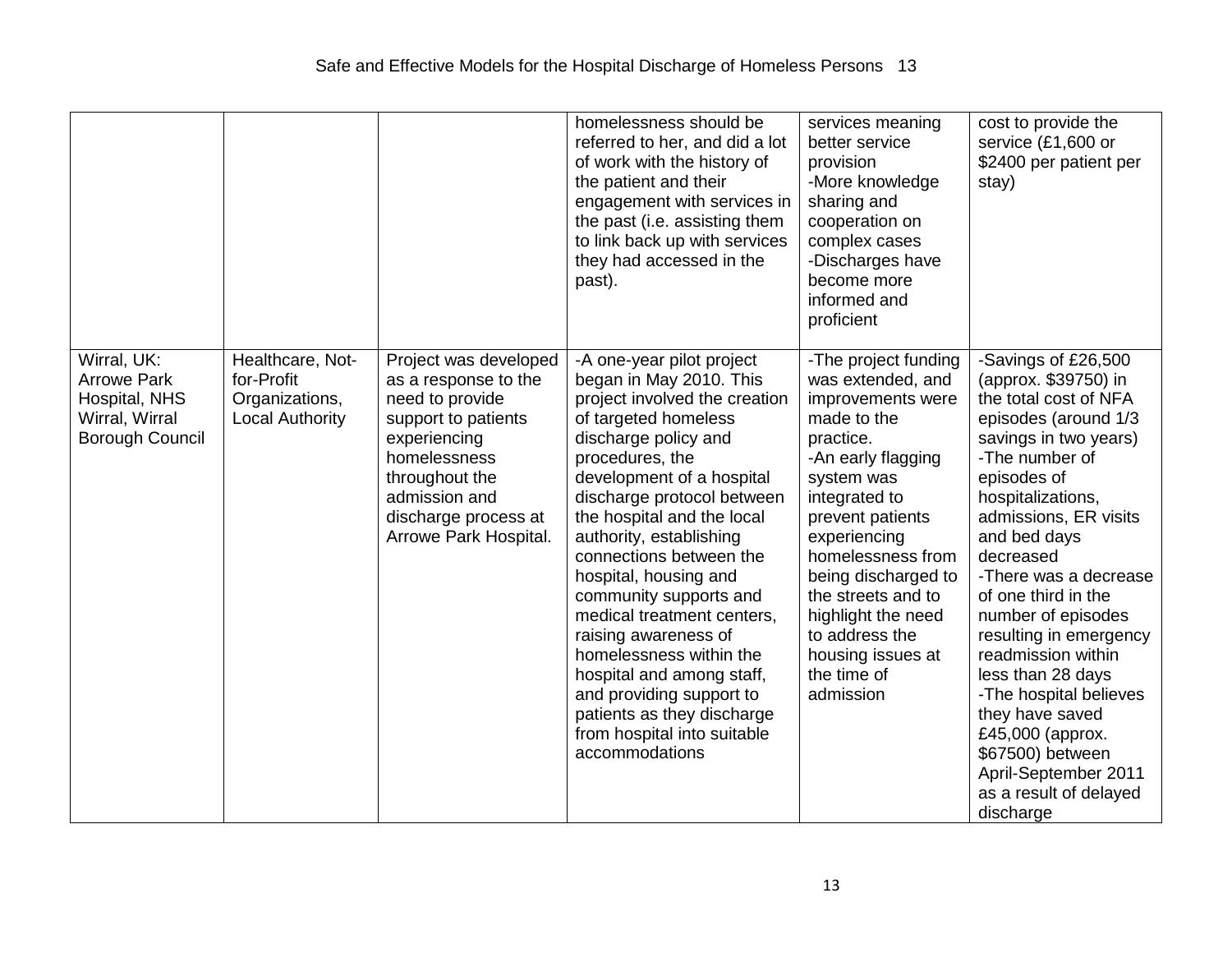| | | | | | |
|---|---|---|---|---|---|
| | | | homelessness should be referred to her, and did a lot of work with the history of the patient and their engagement with services in the past (i.e. assisting them to link back up with services they had accessed in the past). | services meaning better service provision<br>-More knowledge sharing and cooperation on complex cases<br>-Discharges have become more informed and proficient | cost to provide the service (£1,600 or $2400 per patient per stay) |
| Wirral, UK: Arrowe Park Hospital, NHS Wirral, Wirral Borough Council | Healthcare, Not-for-Profit Organizations, Local Authority | Project was developed as a response to the need to provide support to patients experiencing homelessness throughout the admission and discharge process at Arrowe Park Hospital. | -A one-year pilot project began in May 2010. This project involved the creation of targeted homeless discharge policy and procedures, the development of a hospital discharge protocol between the hospital and the local authority, establishing connections between the hospital, housing and community supports and medical treatment centers, raising awareness of homelessness within the hospital and among staff, and providing support to patients as they discharge from hospital into suitable accommodations | -The project funding was extended, and improvements were made to the practice.<br>-An early flagging system was integrated to prevent patients experiencing homelessness from being discharged to the streets and to highlight the need to address the housing issues at the time of admission | -Savings of £26,500 (approx. $39750) in the total cost of NFA episodes (around 1/3 savings in two years)<br>-The number of episodes of hospitalizations, admissions, ER visits and bed days decreased<br>-There was a decrease of one third in the number of episodes resulting in emergency readmission within less than 28 days<br>-The hospital believes they have saved £45,000 (approx. $67500) between April-September 2011 as a result of delayed discharge |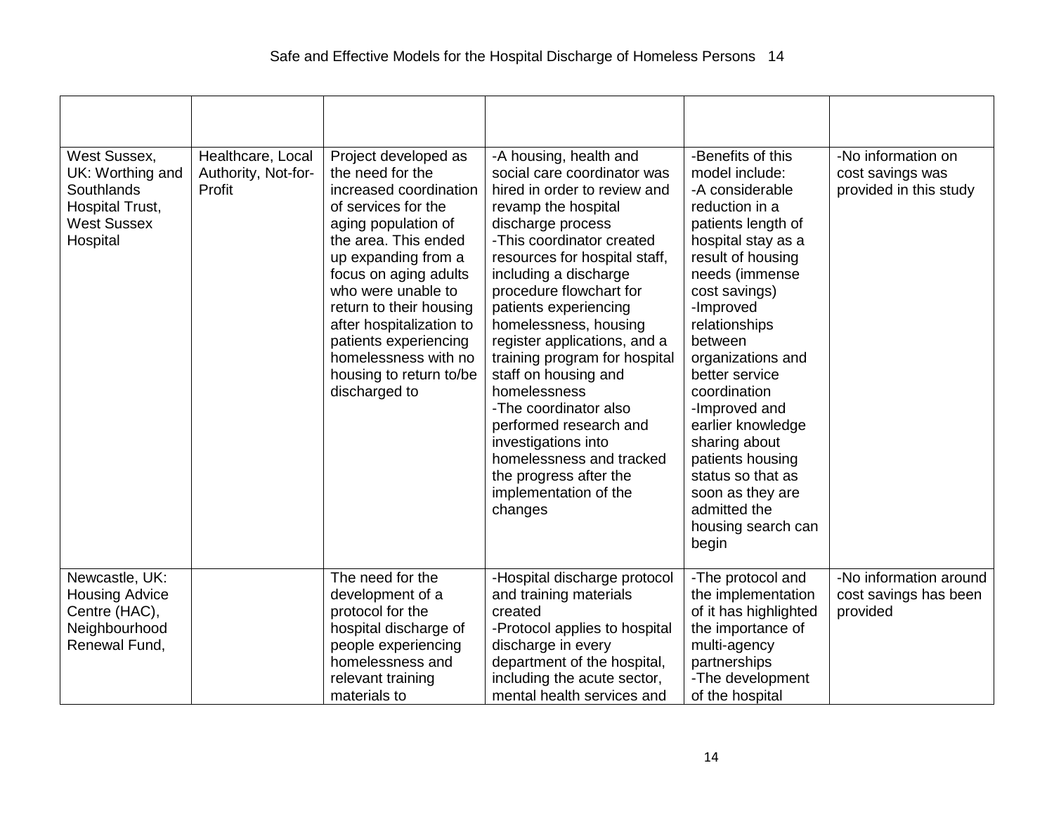| | | | | | |
|---|---|---|---|---|---|
| West Sussex, UK: Worthing and Southlands Hospital Trust, West Sussex Hospital | Healthcare, Local Authority, Not-for-Profit | Project developed as the need for the increased coordination of services for the aging population of the area. This ended up expanding from a focus on aging adults who were unable to return to their housing after hospitalization to patients experiencing homelessness with no housing to return to/be discharged to | -A housing, health and social care coordinator was hired in order to review and revamp the hospital discharge process<br>-This coordinator created resources for hospital staff, including a discharge procedure flowchart for patients experiencing homelessness, housing register applications, and a training program for hospital staff on housing and homelessness<br>-The coordinator also performed research and investigations into homelessness and tracked the progress after the implementation of the changes | -Benefits of this model include:<br>-A considerable reduction in a patients length of hospital stay as a result of housing needs (immense cost savings)<br>-Improved relationships between organizations and better service coordination<br>-Improved and earlier knowledge sharing about patients housing status so that as soon as they are admitted the housing search can begin | -No information on cost savings was provided in this study |
| Newcastle, UK: Housing Advice Centre (HAC), Neighbourhood Renewal Fund, | | The need for the development of a protocol for the hospital discharge of people experiencing homelessness and relevant training materials to | -Hospital discharge protocol and training materials created<br>-Protocol applies to hospital discharge in every department of the hospital, including the acute sector, mental health services and | -The protocol and the implementation of it has highlighted the importance of multi-agency partnerships<br>-The development of the hospital | -No information around cost savings has been provided |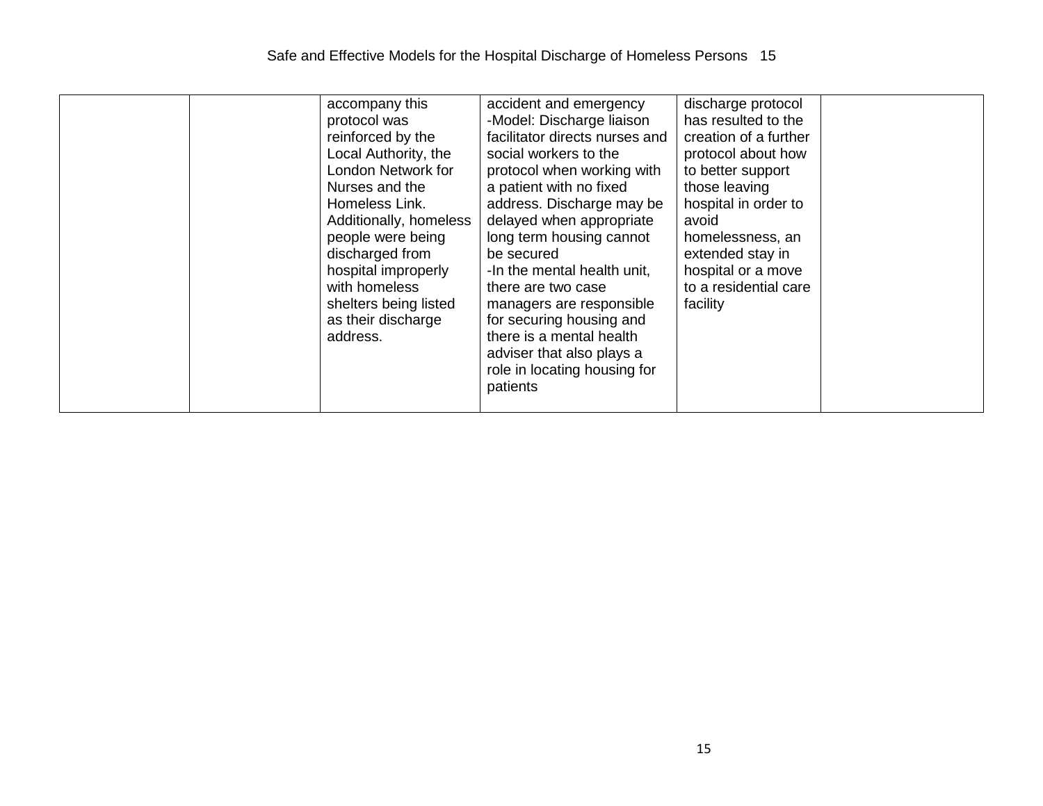| | | | | | |
|---|---|---|---|---|---|
| | | accompany this protocol was reinforced by the Local Authority, the London Network for Nurses and the Homeless Link. Additionally, homeless people were being discharged from hospital improperly with homeless shelters being listed as their discharge address. | accident and emergency<br>-Model: Discharge liaison facilitator directs nurses and social workers to the protocol when working with a patient with no fixed address. Discharge may be delayed when appropriate long term housing cannot be secured<br>-In the mental health unit, there are two case managers are responsible for securing housing and there is a mental health adviser that also plays a role in locating housing for patients | discharge protocol has resulted to the creation of a further protocol about how to better support those leaving hospital in order to avoid homelessness, an extended stay in hospital or a move to a residential care facility | |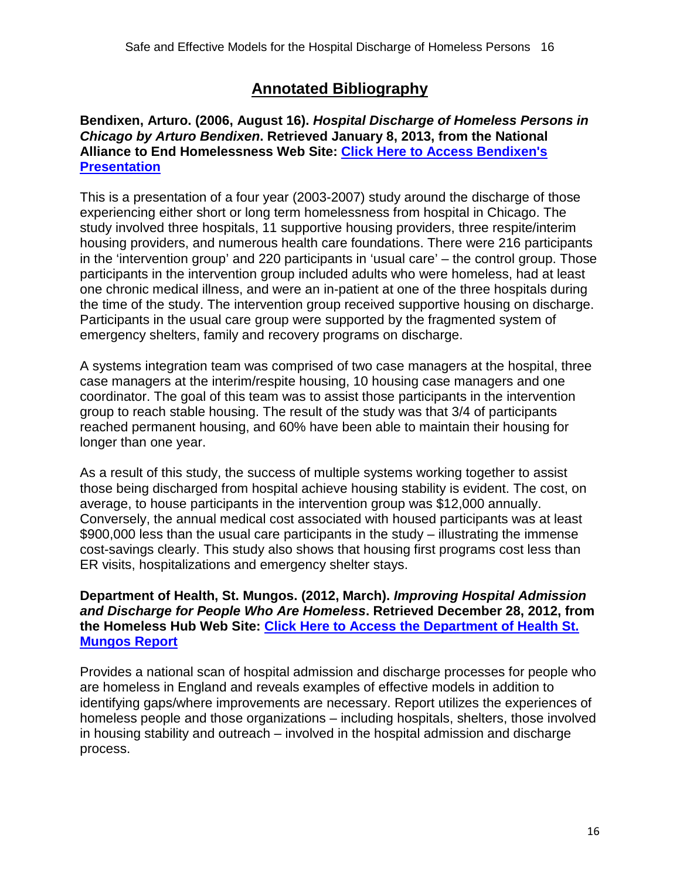## Annotated Bibliography

**Bendixen, Arturo. (2006, August 16). *Hospital Discharge of Homeless Persons in Chicago by Arturo Bendixen*. Retrieved January 8, 2013, from the National Alliance to End Homelessness Web Site: Click Here to Access Bendixen's Presentation**

This is a presentation of a four year (2003-2007) study around the discharge of those experiencing either short or long term homelessness from hospital in Chicago. The study involved three hospitals, 11 supportive housing providers, three respite/interim housing providers, and numerous health care foundations. There were 216 participants in the 'intervention group' and 220 participants in 'usual care' – the control group. Those participants in the intervention group included adults who were homeless, had at least one chronic medical illness, and were an in-patient at one of the three hospitals during the time of the study. The intervention group received supportive housing on discharge. Participants in the usual care group were supported by the fragmented system of emergency shelters, family and recovery programs on discharge.

A systems integration team was comprised of two case managers at the hospital, three case managers at the interim/respite housing, 10 housing case managers and one coordinator. The goal of this team was to assist those participants in the intervention group to reach stable housing. The result of the study was that 3/4 of participants reached permanent housing, and 60% have been able to maintain their housing for longer than one year.

As a result of this study, the success of multiple systems working together to assist those being discharged from hospital achieve housing stability is evident. The cost, on average, to house participants in the intervention group was $12,000 annually. Conversely, the annual medical cost associated with housed participants was at least $900,000 less than the usual care participants in the study – illustrating the immense cost-savings clearly. This study also shows that housing first programs cost less than ER visits, hospitalizations and emergency shelter stays.

**Department of Health, St. Mungos. (2012, March). *Improving Hospital Admission and Discharge for People Who Are Homeless*. Retrieved December 28, 2012, from the Homeless Hub Web Site: Click Here to Access the Department of Health St. Mungos Report**

Provides a national scan of hospital admission and discharge processes for people who are homeless in England and reveals examples of effective models in addition to identifying gaps/where improvements are necessary. Report utilizes the experiences of homeless people and those organizations – including hospitals, shelters, those involved in housing stability and outreach – involved in the hospital admission and discharge process.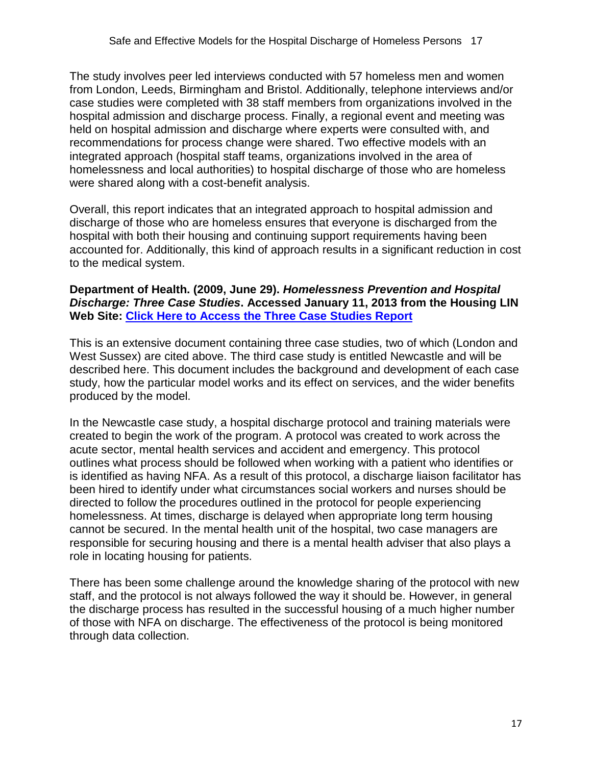The study involves peer led interviews conducted with 57 homeless men and women from London, Leeds, Birmingham and Bristol. Additionally, telephone interviews and/or case studies were completed with 38 staff members from organizations involved in the hospital admission and discharge process. Finally, a regional event and meeting was held on hospital admission and discharge where experts were consulted with, and recommendations for process change were shared. Two effective models with an integrated approach (hospital staff teams, organizations involved in the area of homelessness and local authorities) to hospital discharge of those who are homeless were shared along with a cost-benefit analysis.

Overall, this report indicates that an integrated approach to hospital admission and discharge of those who are homeless ensures that everyone is discharged from the hospital with both their housing and continuing support requirements having been accounted for. Additionally, this kind of approach results in a significant reduction in cost to the medical system.

**Department of Health. (2009, June 29). *Homelessness Prevention and Hospital Discharge: Three Case Studies*. Accessed January 11, 2013 from the Housing LIN Web Site: Click Here to Access the Three Case Studies Report**

This is an extensive document containing three case studies, two of which (London and West Sussex) are cited above. The third case study is entitled Newcastle and will be described here. This document includes the background and development of each case study, how the particular model works and its effect on services, and the wider benefits produced by the model.

In the Newcastle case study, a hospital discharge protocol and training materials were created to begin the work of the program. A protocol was created to work across the acute sector, mental health services and accident and emergency. This protocol outlines what process should be followed when working with a patient who identifies or is identified as having NFA. As a result of this protocol, a discharge liaison facilitator has been hired to identify under what circumstances social workers and nurses should be directed to follow the procedures outlined in the protocol for people experiencing homelessness. At times, discharge is delayed when appropriate long term housing cannot be secured. In the mental health unit of the hospital, two case managers are responsible for securing housing and there is a mental health adviser that also plays a role in locating housing for patients.

There has been some challenge around the knowledge sharing of the protocol with new staff, and the protocol is not always followed the way it should be. However, in general the discharge process has resulted in the successful housing of a much higher number of those with NFA on discharge. The effectiveness of the protocol is being monitored through data collection.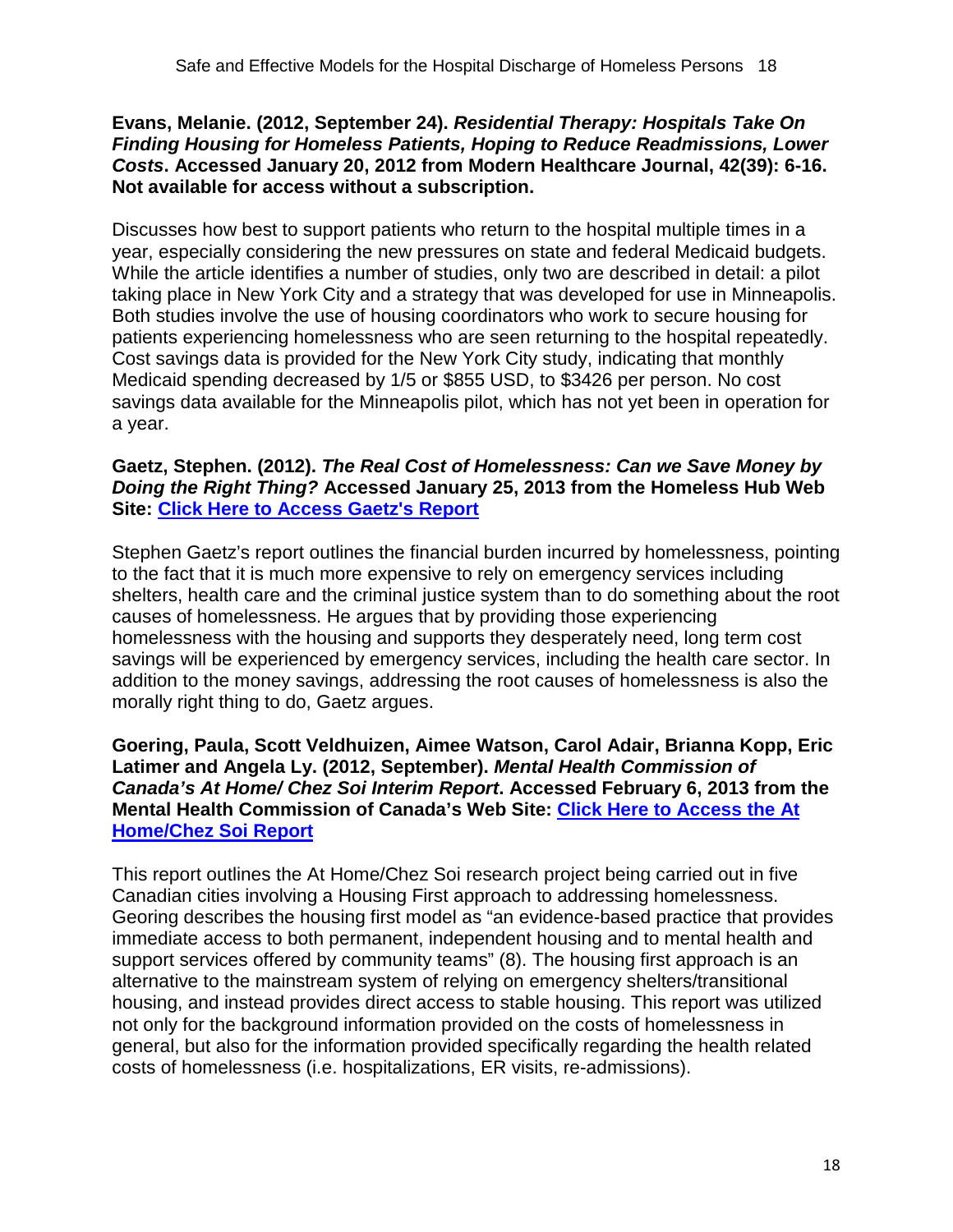**Evans, Melanie. (2012, September 24). *Residential Therapy: Hospitals Take On Finding Housing for Homeless Patients, Hoping to Reduce Readmissions, Lower Costs*. Accessed January 20, 2012 from Modern Healthcare Journal, 42(39): 6-16. Not available for access without a subscription.**

Discusses how best to support patients who return to the hospital multiple times in a year, especially considering the new pressures on state and federal Medicaid budgets. While the article identifies a number of studies, only two are described in detail: a pilot taking place in New York City and a strategy that was developed for use in Minneapolis. Both studies involve the use of housing coordinators who work to secure housing for patients experiencing homelessness who are seen returning to the hospital repeatedly. Cost savings data is provided for the New York City study, indicating that monthly Medicaid spending decreased by 1/5 or $855 USD, to $3426 per person. No cost savings data available for the Minneapolis pilot, which has not yet been in operation for a year.

**Gaetz, Stephen. (2012). *The Real Cost of Homelessness: Can we Save Money by Doing the Right Thing?* Accessed January 25, 2013 from the Homeless Hub Web Site: Click Here to Access Gaetz's Report**

Stephen Gaetz's report outlines the financial burden incurred by homelessness, pointing to the fact that it is much more expensive to rely on emergency services including shelters, health care and the criminal justice system than to do something about the root causes of homelessness. He argues that by providing those experiencing homelessness with the housing and supports they desperately need, long term cost savings will be experienced by emergency services, including the health care sector. In addition to the money savings, addressing the root causes of homelessness is also the morally right thing to do, Gaetz argues.

**Goering, Paula, Scott Veldhuizen, Aimee Watson, Carol Adair, Brianna Kopp, Eric Latimer and Angela Ly. (2012, September). *Mental Health Commission of Canada's At Home/ Chez Soi Interim Report*. Accessed February 6, 2013 from the Mental Health Commission of Canada's Web Site: Click Here to Access the At Home/Chez Soi Report**

This report outlines the At Home/Chez Soi research project being carried out in five Canadian cities involving a Housing First approach to addressing homelessness. Georing describes the housing first model as "an evidence-based practice that provides immediate access to both permanent, independent housing and to mental health and support services offered by community teams" (8). The housing first approach is an alternative to the mainstream system of relying on emergency shelters/transitional housing, and instead provides direct access to stable housing. This report was utilized not only for the background information provided on the costs of homelessness in general, but also for the information provided specifically regarding the health related costs of homelessness (i.e. hospitalizations, ER visits, re-admissions).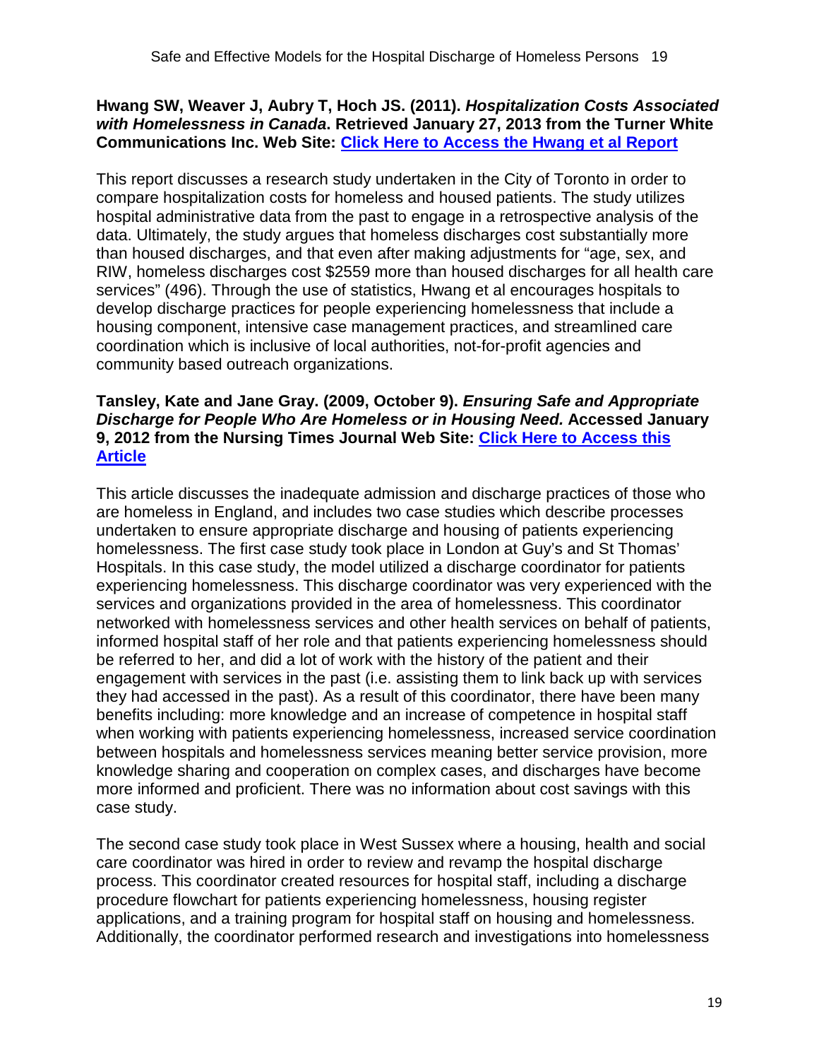**Hwang SW, Weaver J, Aubry T, Hoch JS. (2011). *Hospitalization Costs Associated with Homelessness in Canada*. Retrieved January 27, 2013 from the Turner White Communications Inc. Web Site: Click Here to Access the Hwang et al Report**

This report discusses a research study undertaken in the City of Toronto in order to compare hospitalization costs for homeless and housed patients. The study utilizes hospital administrative data from the past to engage in a retrospective analysis of the data. Ultimately, the study argues that homeless discharges cost substantially more than housed discharges, and that even after making adjustments for "age, sex, and RIW, homeless discharges cost $2559 more than housed discharges for all health care services" (496). Through the use of statistics, Hwang et al encourages hospitals to develop discharge practices for people experiencing homelessness that include a housing component, intensive case management practices, and streamlined care coordination which is inclusive of local authorities, not-for-profit agencies and community based outreach organizations.

**Tansley, Kate and Jane Gray. (2009, October 9). *Ensuring Safe and Appropriate Discharge for People Who Are Homeless or in Housing Need.* Accessed January 9, 2012 from the Nursing Times Journal Web Site: Click Here to Access this Article**

This article discusses the inadequate admission and discharge practices of those who are homeless in England, and includes two case studies which describe processes undertaken to ensure appropriate discharge and housing of patients experiencing homelessness. The first case study took place in London at Guy's and St Thomas' Hospitals. In this case study, the model utilized a discharge coordinator for patients experiencing homelessness. This discharge coordinator was very experienced with the services and organizations provided in the area of homelessness. This coordinator networked with homelessness services and other health services on behalf of patients, informed hospital staff of her role and that patients experiencing homelessness should be referred to her, and did a lot of work with the history of the patient and their engagement with services in the past (i.e. assisting them to link back up with services they had accessed in the past). As a result of this coordinator, there have been many benefits including: more knowledge and an increase of competence in hospital staff when working with patients experiencing homelessness, increased service coordination between hospitals and homelessness services meaning better service provision, more knowledge sharing and cooperation on complex cases, and discharges have become more informed and proficient. There was no information about cost savings with this case study.

The second case study took place in West Sussex where a housing, health and social care coordinator was hired in order to review and revamp the hospital discharge process. This coordinator created resources for hospital staff, including a discharge procedure flowchart for patients experiencing homelessness, housing register applications, and a training program for hospital staff on housing and homelessness. Additionally, the coordinator performed research and investigations into homelessness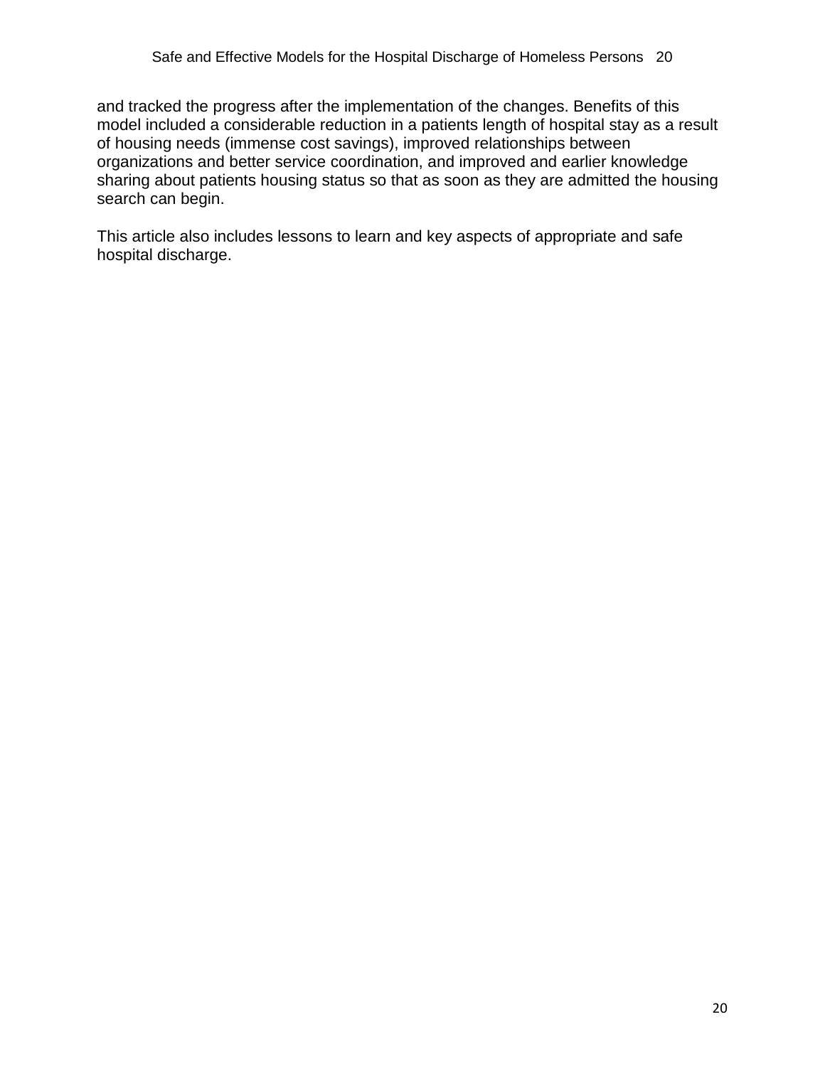and tracked the progress after the implementation of the changes. Benefits of this model included a considerable reduction in a patients length of hospital stay as a result of housing needs (immense cost savings), improved relationships between organizations and better service coordination, and improved and earlier knowledge sharing about patients housing status so that as soon as they are admitted the housing search can begin.

This article also includes lessons to learn and key aspects of appropriate and safe hospital discharge.